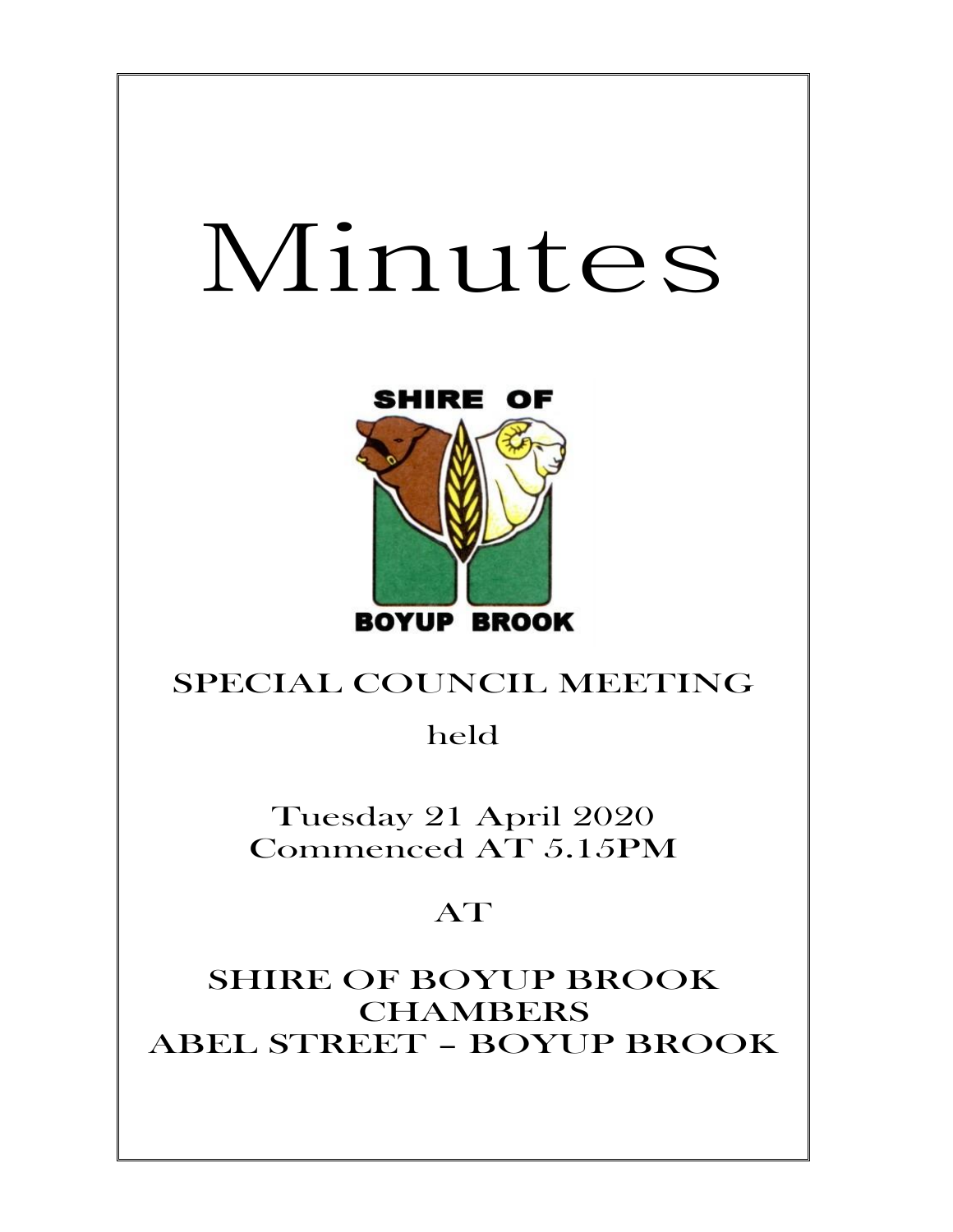# Minutes

SHIRE OF

BOYUP BROOK

## SPECIAL COUNCIL MEETING

held

Tuesday 21 April 2020
Commenced AT 5.15PM

AT

SHIRE OF BOYUP BROOK
CHAMBERS
ABEL STREET – BOYUP BROOK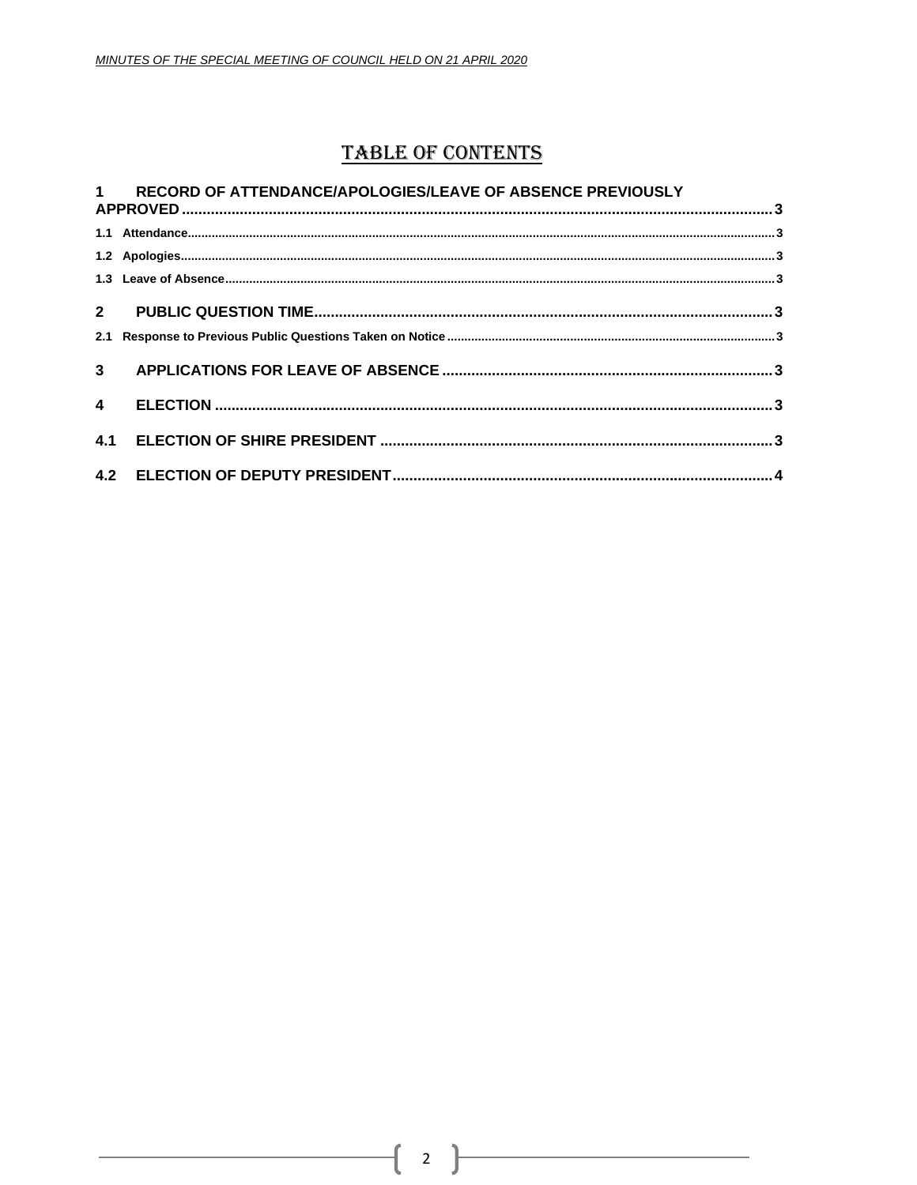# TABLE OF CONTENTS

1 RECORD OF ATTENDANCE/APOLOGIES/LEAVE OF ABSENCE PREVIOUSLY APPROVED ........ 3

1.1 Attendance ........ 3

1.2 Apologies ........ 3

1.3 Leave of Absence ........ 3

2 PUBLIC QUESTION TIME ........ 3

2.1 Response to Previous Public Questions Taken on Notice ........ 3

3 APPLICATIONS FOR LEAVE OF ABSENCE ........ 3

4 ELECTION ........ 3

4.1 ELECTION OF SHIRE PRESIDENT ........ 3

4.2 ELECTION OF DEPUTY PRESIDENT ........ 4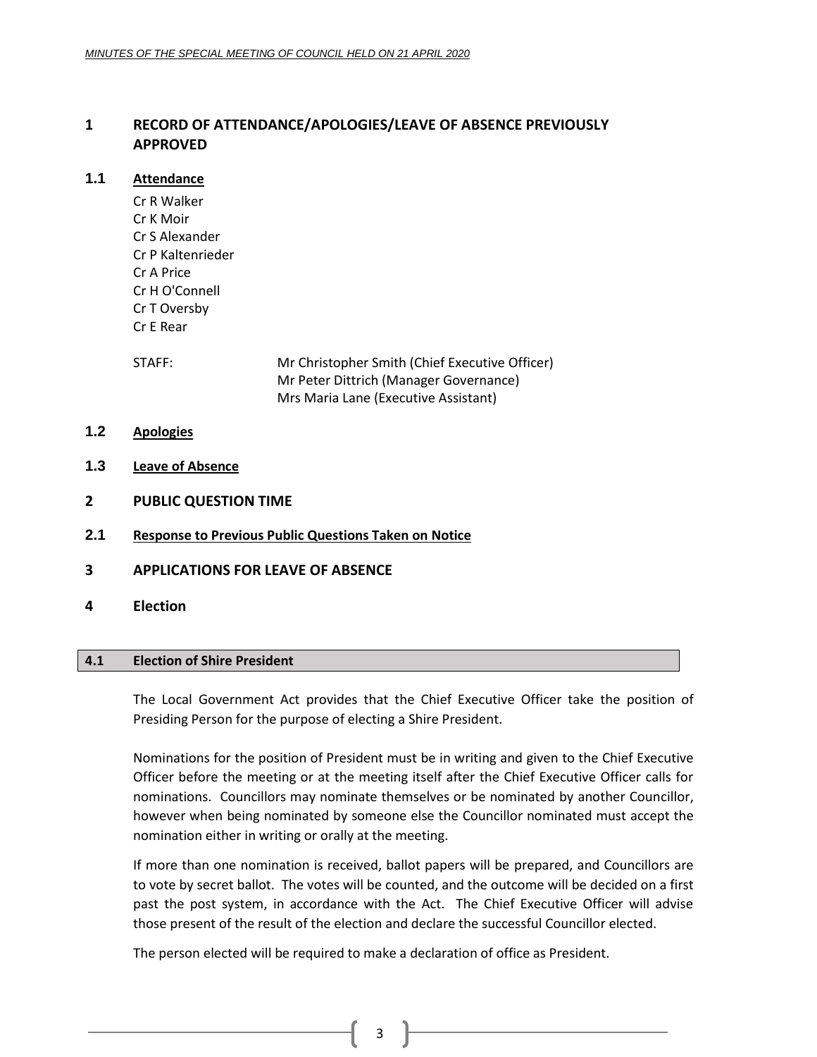# 1 RECORD OF ATTENDANCE/APOLOGIES/LEAVE OF ABSENCE PREVIOUSLY APPROVED

## 1.1 Attendance

Cr R Walker
Cr K Moir
Cr S Alexander
Cr P Kaltenrieder
Cr A Price
Cr H O'Connell
Cr T Oversby
Cr E Rear

STAFF: Mr Christopher Smith (Chief Executive Officer)
Mr Peter Dittrich (Manager Governance)
Mrs Maria Lane (Executive Assistant)

## 1.2 Apologies

## 1.3 Leave of Absence

# 2 PUBLIC QUESTION TIME

## 2.1 Response to Previous Public Questions Taken on Notice

# 3 APPLICATIONS FOR LEAVE OF ABSENCE

# 4 Election

## 4.1 Election of Shire President

The Local Government Act provides that the Chief Executive Officer take the position of Presiding Person for the purpose of electing a Shire President.

Nominations for the position of President must be in writing and given to the Chief Executive Officer before the meeting or at the meeting itself after the Chief Executive Officer calls for nominations. Councillors may nominate themselves or be nominated by another Councillor, however when being nominated by someone else the Councillor nominated must accept the nomination either in writing or orally at the meeting.

If more than one nomination is received, ballot papers will be prepared, and Councillors are to vote by secret ballot. The votes will be counted, and the outcome will be decided on a first past the post system, in accordance with the Act. The Chief Executive Officer will advise those present of the result of the election and declare the successful Councillor elected.

The person elected will be required to make a declaration of office as President.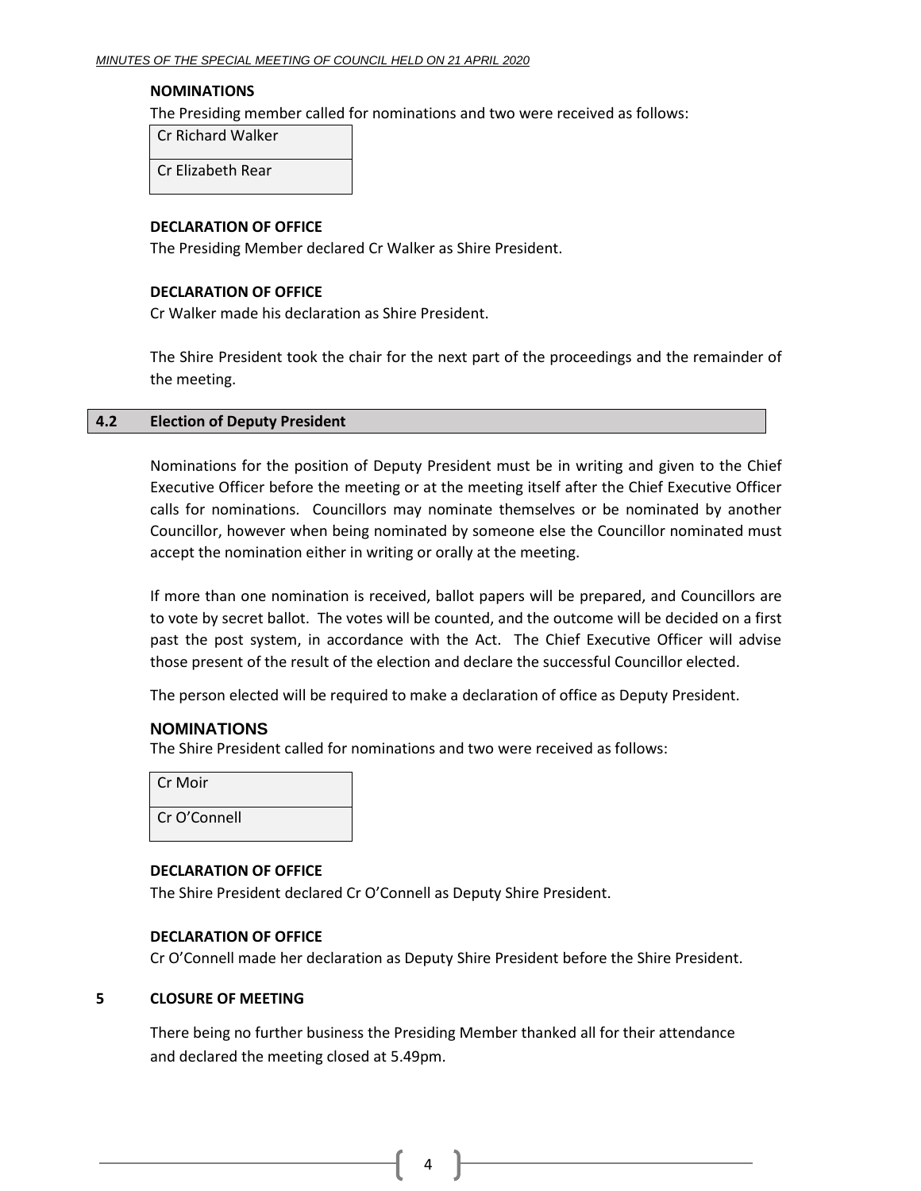**NOMINATIONS**

The Presiding member called for nominations and two were received as follows:

| |
|---|
| Cr Richard Walker |
| Cr Elizabeth Rear |

**DECLARATION OF OFFICE**

The Presiding Member declared Cr Walker as Shire President.

**DECLARATION OF OFFICE**

Cr Walker made his declaration as Shire President.

The Shire President took the chair for the next part of the proceedings and the remainder of the meeting.

## 4.2 Election of Deputy President

Nominations for the position of Deputy President must be in writing and given to the Chief Executive Officer before the meeting or at the meeting itself after the Chief Executive Officer calls for nominations. Councillors may nominate themselves or be nominated by another Councillor, however when being nominated by someone else the Councillor nominated must accept the nomination either in writing or orally at the meeting.

If more than one nomination is received, ballot papers will be prepared, and Councillors are to vote by secret ballot. The votes will be counted, and the outcome will be decided on a first past the post system, in accordance with the Act. The Chief Executive Officer will advise those present of the result of the election and declare the successful Councillor elected.

The person elected will be required to make a declaration of office as Deputy President.

**NOMINATIONS**

The Shire President called for nominations and two were received as follows:

| |
|---|
| Cr Moir |
| Cr O'Connell |

**DECLARATION OF OFFICE**

The Shire President declared Cr O'Connell as Deputy Shire President.

**DECLARATION OF OFFICE**

Cr O'Connell made her declaration as Deputy Shire President before the Shire President.

## 5 CLOSURE OF MEETING

There being no further business the Presiding Member thanked all for their attendance and declared the meeting closed at 5.49pm.